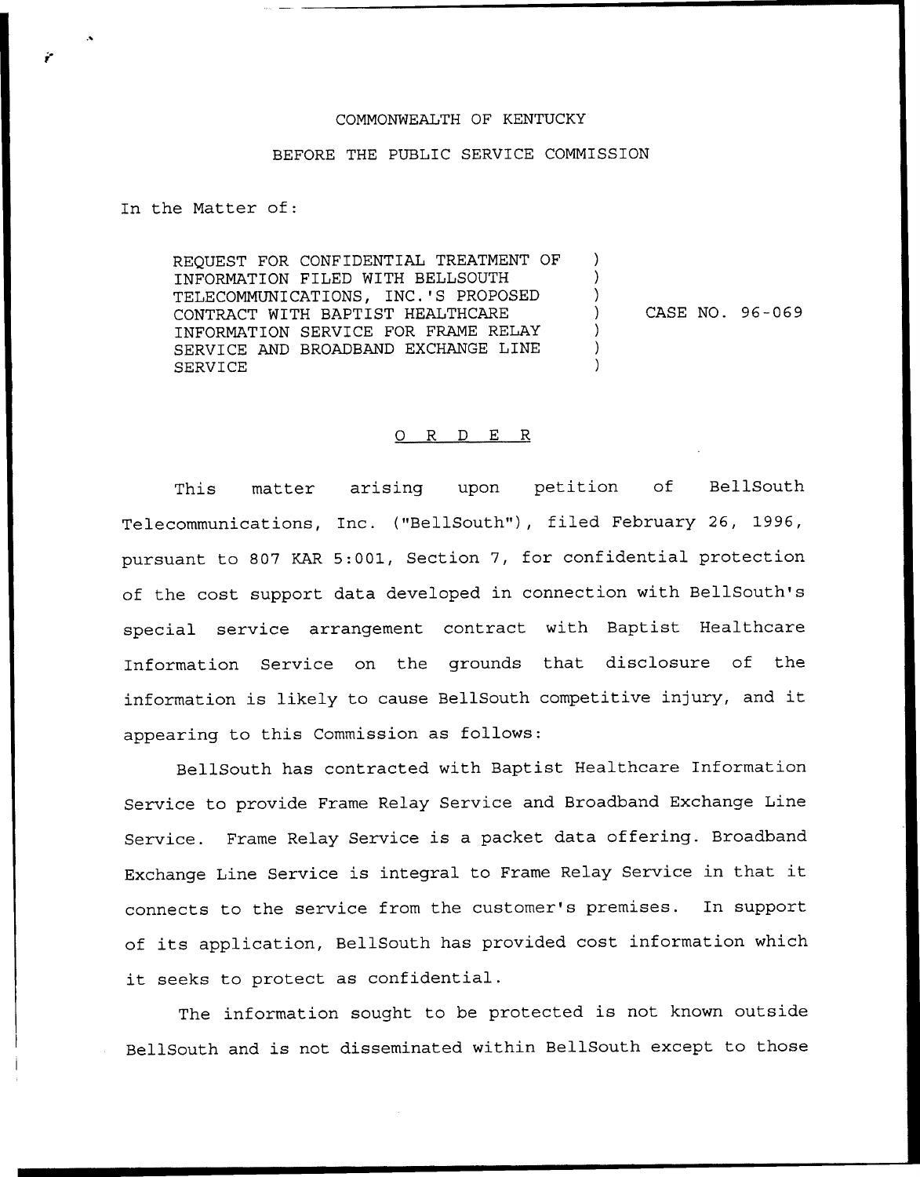COMMONWEALTH OF KENTUCKY

BEFORE THE PUBLIC SERVICE COMMISSION

In the Matter of:

| | | |
|---|---|---|
| REQUEST FOR CONFIDENTIAL TREATMENT OF INFORMATION FILED WITH BELLSOUTH TELECOMMUNICATIONS, INC.'S PROPOSED CONTRACT WITH BAPTIST HEALTHCARE INFORMATION SERVICE FOR FRAME RELAY SERVICE AND BROADBAND EXCHANGE LINE SERVICE | ) | CASE NO. 96-069 |

## O R D E R

This matter arising upon petition of BellSouth Telecommunications, Inc. ("BellSouth"), filed February 26, 1996, pursuant to 807 KAR 5:001, Section 7, for confidential protection of the cost support data developed in connection with BellSouth's special service arrangement contract with Baptist Healthcare Information Service on the grounds that disclosure of the information is likely to cause BellSouth competitive injury, and it appearing to this Commission as follows:

BellSouth has contracted with Baptist Healthcare Information Service to provide Frame Relay Service and Broadband Exchange Line Service. Frame Relay Service is a packet data offering. Broadband Exchange Line Service is integral to Frame Relay Service in that it connects to the service from the customer's premises. In support of its application, BellSouth has provided cost information which it seeks to protect as confidential.

The information sought to be protected is not known outside BellSouth and is not disseminated within BellSouth except to those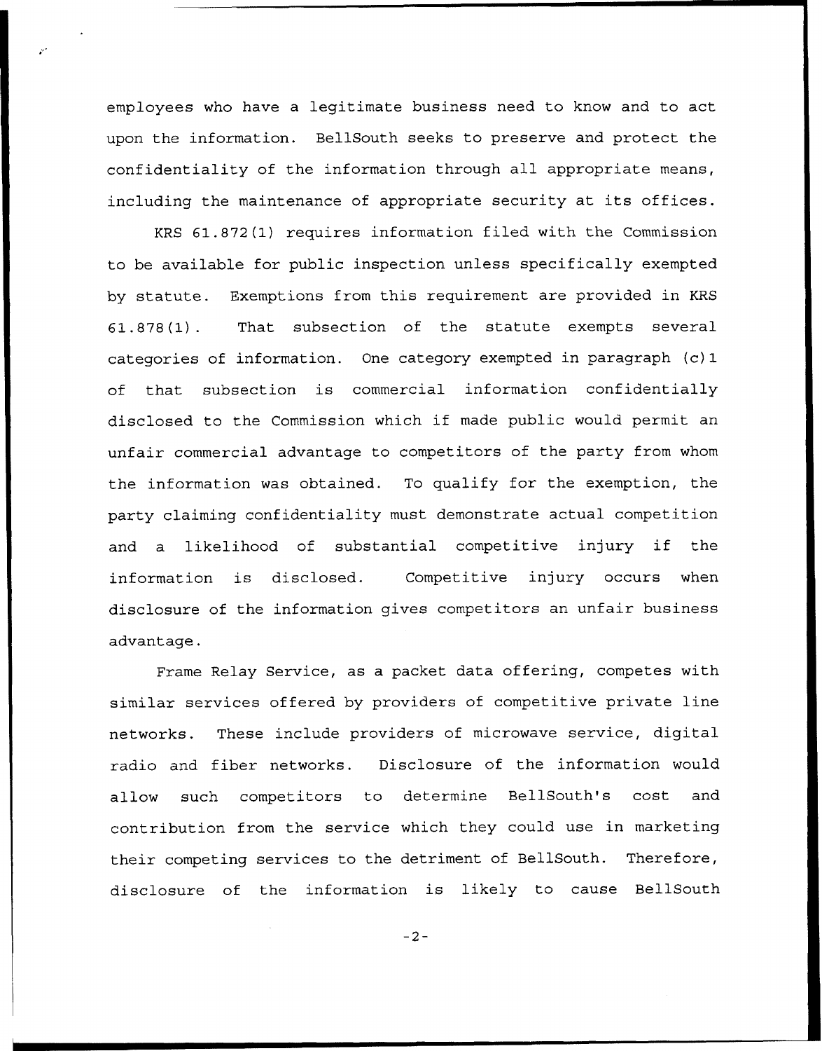employees who have a legitimate business need to know and to act upon the information. BellSouth seeks to preserve and protect the confidentiality of the information through all appropriate means, including the maintenance of appropriate security at its offices.

KRS 61.872(1) requires information filed with the Commission to be available for public inspection unless specifically exempted by statute. Exemptions from this requirement are provided in KRS 61.878(1). That subsection of the statute exempts several categories of information. One category exempted in paragraph (c)1 of that subsection is commercial information confidentially disclosed to the Commission which if made public would permit an unfair commercial advantage to competitors of the party from whom the information was obtained. To qualify for the exemption, the party claiming confidentiality must demonstrate actual competition and a likelihood of substantial competitive injury if the information is disclosed. Competitive injury occurs when disclosure of the information gives competitors an unfair business advantage.

Frame Relay Service, as a packet data offering, competes with similar services offered by providers of competitive private line networks. These include providers of microwave service, digital radio and fiber networks. Disclosure of the information would allow such competitors to determine BellSouth's cost and contribution from the service which they could use in marketing their competing services to the detriment of BellSouth. Therefore, disclosure of the information is likely to cause BellSouth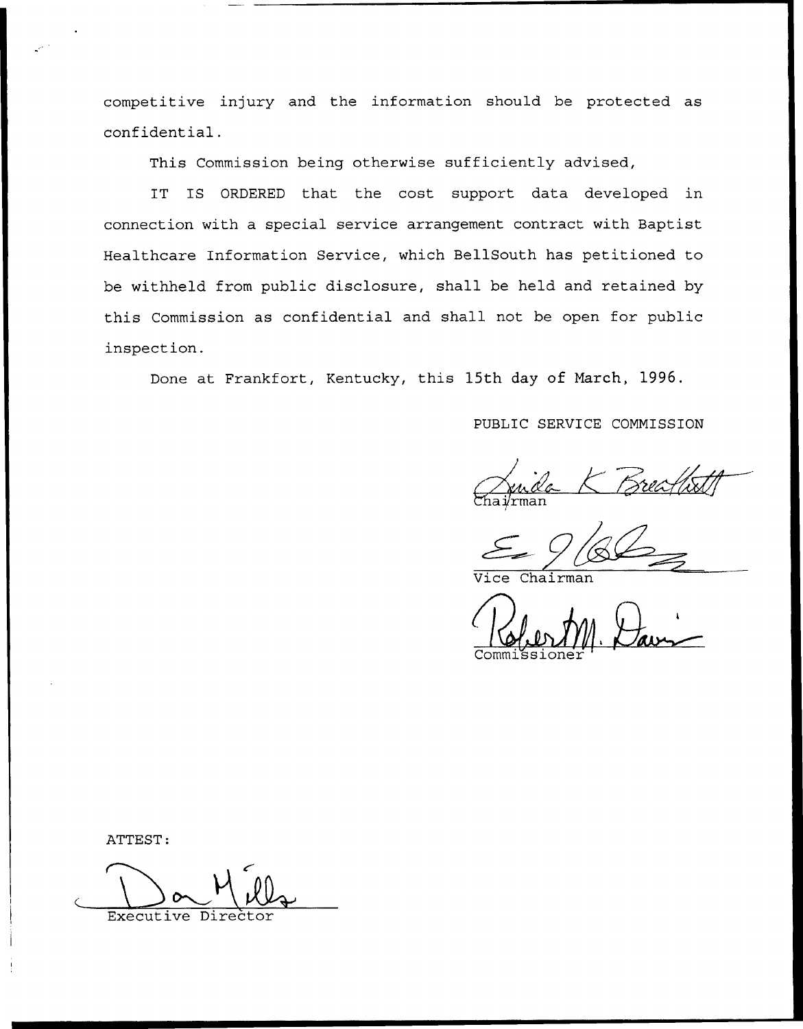competitive injury and the information should be protected as confidential.

This Commission being otherwise sufficiently advised,

IT IS ORDERED that the cost support data developed in connection with a special service arrangement contract with Baptist Healthcare Information Service, which BellSouth has petitioned to be withheld from public disclosure, shall be held and retained by this Commission as confidential and shall not be open for public inspection.

Done at Frankfort, Kentucky, this 15th day of March, 1996.

PUBLIC SERVICE COMMISSION

Chairman

Vice Chairman

Commissioner

ATTEST:

Executive Director